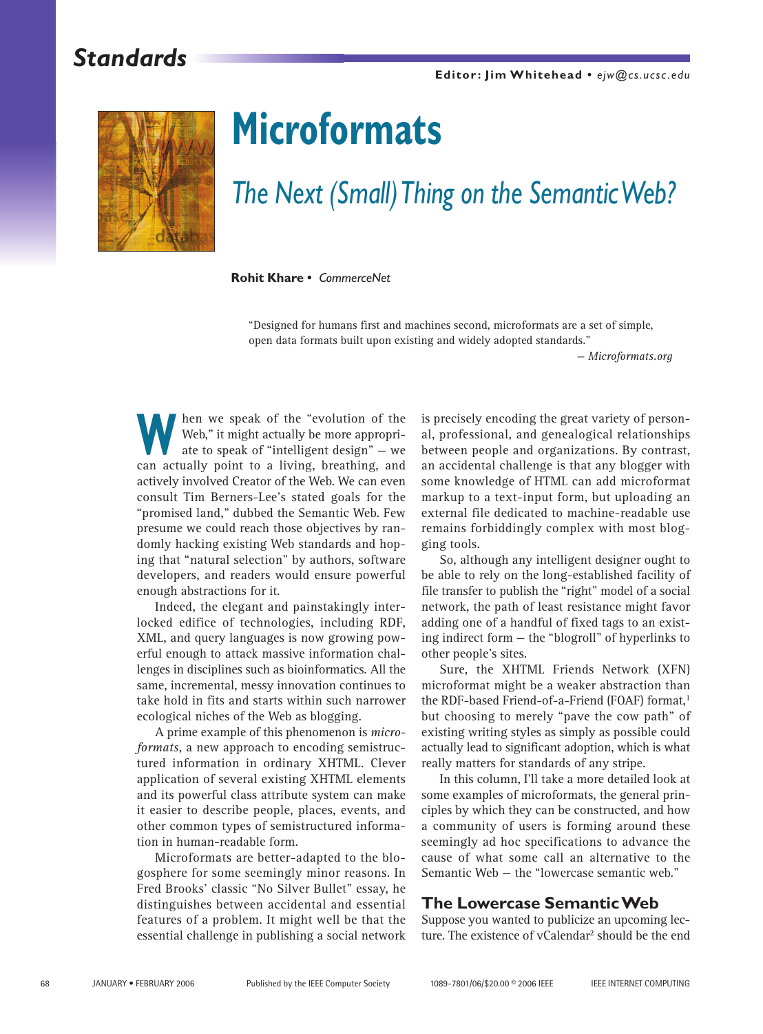Standards

Editor: Jim Whitehead • ejw@cs.ucsc.edu

# Microformats

## *The Next (Small) Thing on the Semantic Web?*

**Rohit Khare** • *CommerceNet*

> "Designed for humans first and machines second, microformats are a set of simple, open data formats built upon existing and widely adopted standards."
>
> — *Microformats.org*

When we speak of the "evolution of the Web," it might actually be more appropriate to speak of "intelligent design" — we can actually point to a living, breathing, and actively involved Creator of the Web. We can even consult Tim Berners-Lee's stated goals for the "promised land," dubbed the Semantic Web. Few presume we could reach those objectives by randomly hacking existing Web standards and hoping that "natural selection" by authors, software developers, and readers would ensure powerful enough abstractions for it.

Indeed, the elegant and painstakingly interlocked edifice of technologies, including RDF, XML, and query languages is now growing powerful enough to attack massive information challenges in disciplines such as bioinformatics. All the same, incremental, messy innovation continues to take hold in fits and starts within such narrower ecological niches of the Web as blogging.

A prime example of this phenomenon is *microformats*, a new approach to encoding semistructured information in ordinary XHTML. Clever application of several existing XHTML elements and its powerful class attribute system can make it easier to describe people, places, events, and other common types of semistructured information in human-readable form.

Microformats are better-adapted to the blogosphere for some seemingly minor reasons. In Fred Brooks' classic "No Silver Bullet" essay, he distinguishes between accidental and essential features of a problem. It might well be that the essential challenge in publishing a social network is precisely encoding the great variety of personal, professional, and genealogical relationships between people and organizations. By contrast, an accidental challenge is that any blogger with some knowledge of HTML can add microformat markup to a text-input form, but uploading an external file dedicated to machine-readable use remains forbiddingly complex with most blogging tools.

So, although any intelligent designer ought to be able to rely on the long-established facility of file transfer to publish the "right" model of a social network, the path of least resistance might favor adding one of a handful of fixed tags to an existing indirect form — the "blogroll" of hyperlinks to other people's sites.

Sure, the XHTML Friends Network (XFN) microformat might be a weaker abstraction than the RDF-based Friend-of-a-Friend (FOAF) format,[1] but choosing to merely "pave the cow path" of existing writing styles as simply as possible could actually lead to significant adoption, which is what really matters for standards of any stripe.

In this column, I'll take a more detailed look at some examples of microformats, the general principles by which they can be constructed, and how a community of users is forming around these seemingly ad hoc specifications to advance the cause of what some call an alternative to the Semantic Web — the "lowercase semantic web."

## The Lowercase Semantic Web

Suppose you wanted to publicize an upcoming lecture. The existence of vCalendar[2] should be the end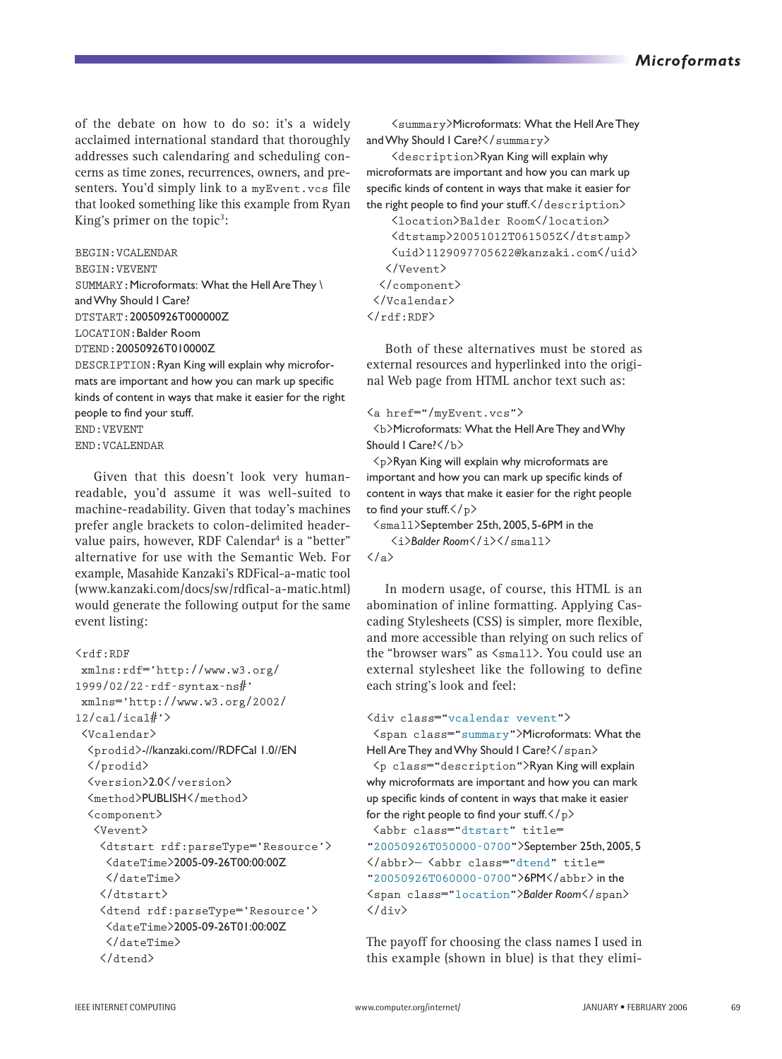of the debate on how to do so: it's a widely acclaimed international standard that thoroughly addresses such calendaring and scheduling concerns as time zones, recurrences, owners, and presenters. You'd simply link to a `myEvent.vcs` file that looked something like this example from Ryan King's primer on the topic[3]:

```
BEGIN:VCALENDAR
BEGIN:VEVENT
SUMMARY:Microformats: What the Hell Are They \
and Why Should I Care?
DTSTART:20050926T000000Z
LOCATION:Balder Room
DTEND:20050926T010000Z
DESCRIPTION:Ryan King will explain why microformats are important and how you can mark up specific kinds of content in ways that make it easier for the right people to find your stuff.
END:VEVENT
END:VCALENDAR
```

Given that this doesn't look very human-readable, you'd assume it was well-suited to machine-readability. Given that today's machines prefer angle brackets to colon-delimited header-value pairs, however, RDF Calendar[4] is a "better" alternative for use with the Semantic Web. For example, Masahide Kanzaki's RDFical-a-matic tool (www.kanzaki.com/docs/sw/rdfical-a-matic.html) would generate the following output for the same event listing:

```
<rdf:RDF
 xmlns:rdf='http://www.w3.org/
1999/02/22-rdf-syntax-ns#'
 xmlns='http://www.w3.org/2002/
12/cal/ical#'>
 <Vcalendar>
  <prodid>-//kanzaki.com//RDFCal 1.0//EN
  </prodid>
  <version>2.0</version>
  <method>PUBLISH</method>
  <component>
   <Vevent>
    <dtstart rdf:parseType='Resource'>
     <dateTime>2005-09-26T00:00:00Z
     </dateTime>
    </dtstart>
    <dtend rdf:parseType='Resource'>
     <dateTime>2005-09-26T01:00:00Z
     </dateTime>
    </dtend>
    <summary>Microformats: What the Hell Are They
and Why Should I Care?</summary>
    <description>Ryan King will explain why
microformats are important and how you can mark up
specific kinds of content in ways that make it easier for
the right people to find your stuff.</description>
    <location>Balder Room</location>
    <dtstamp>20051012T061505Z</dtstamp>
    <uid>1129097705622@kanzaki.com</uid>
   </Vevent>
  </component>
 </Vcalendar>
</rdf:RDF>
```

Both of these alternatives must be stored as external resources and hyperlinked into the original Web page from HTML anchor text such as:

```
<a href="/myEvent.vcs">
 <b>Microformats: What the Hell Are They and Why
Should I Care?</b>
 <p>Ryan King will explain why microformats are
important and how you can mark up specific kinds of
content in ways that make it easier for the right people
to find your stuff.</p>
 <small>September 25th, 2005, 5-6PM in the
   <i>Balder Room</i></small>
</a>
```

In modern usage, of course, this HTML is an abomination of inline formatting. Applying Cascading Stylesheets (CSS) is simpler, more flexible, and more accessible than relying on such relics of the "browser wars" as `<small>`. You could use an external stylesheet like the following to define each string's look and feel:

```
<div class="vcalendar vevent">
 <span class="summary">Microformats: What the
Hell Are They and Why Should I Care?</span>
 <p class="description">Ryan King will explain
why microformats are important and how you can mark
up specific kinds of content in ways that make it easier
for the right people to find your stuff.</p>
 <abbr class="dtstart" title=
"20050926T050000-0700">September 25th, 2005, 5
</abbr>– <abbr class="dtend" title=
"20050926T060000-0700">6PM</abbr> in the
<span class="location">Balder Room</span>
</div>
```

The payoff for choosing the class names I used in this example (shown in blue) is that they elimi-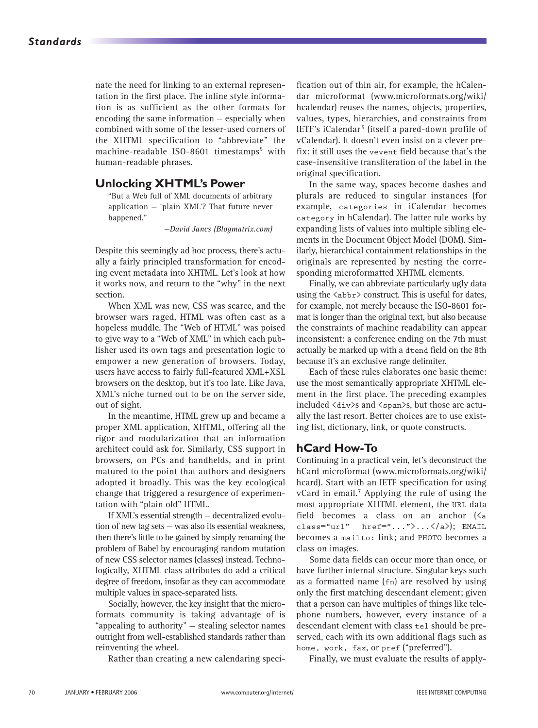nate the need for linking to an external representation in the first place. The inline style information is as sufficient as the other formats for encoding the same information — especially when combined with some of the lesser-used corners of the XHTML specification to "abbreviate" the machine-readable ISO-8601 timestamps[5] with human-readable phrases.

## Unlocking XHTML's Power

> "But a Web full of XML documents of arbitrary application — 'plain XML'? That future never happened."
>
> *—David Janes (Blogmatrix.com)*

Despite this seemingly ad hoc process, there's actually a fairly principled transformation for encoding event metadata into XHTML. Let's look at how it works now, and return to the "why" in the next section.

When XML was new, CSS was scarce, and the browser wars raged, HTML was often cast as a hopeless muddle. The "Web of HTML" was poised to give way to a "Web of XML" in which each publisher used its own tags and presentation logic to empower a new generation of browsers. Today, users have access to fairly full-featured XML+XSL browsers on the desktop, but it's too late. Like Java, XML's niche turned out to be on the server side, out of sight.

In the meantime, HTML grew up and became a proper XML application, XHTML, offering all the rigor and modularization that an information architect could ask for. Similarly, CSS support in browsers, on PCs and handhelds, and in print matured to the point that authors and designers adopted it broadly. This was the key ecological change that triggered a resurgence of experimentation with "plain old" HTML.

If XML's essential strength — decentralized evolution of new tag sets — was also its essential weakness, then there's little to be gained by simply renaming the problem of Babel by encouraging random mutation of new CSS selector names (classes) instead. Technologically, XHTML class attributes do add a critical degree of freedom, insofar as they can accommodate multiple values in space-separated lists.

Socially, however, the key insight that the microformats community is taking advantage of is "appealing to authority" — stealing selector names outright from well-established standards rather than reinventing the wheel.

Rather than creating a new calendaring specification out of thin air, for example, the hCalendar microformat (www.microformats.org/wiki/hcalendar) reuses the names, objects, properties, values, types, hierarchies, and constraints from IETF's iCalendar[5] (itself a pared-down profile of vCalendar). It doesn't even insist on a clever prefix: it still uses the `vevent` field because that's the case-insensitive transliteration of the label in the original specification.

In the same way, spaces become dashes and plurals are reduced to singular instances (for example, `categories` in iCalendar becomes `category` in hCalendar). The latter rule works by expanding lists of values into multiple sibling elements in the Document Object Model (DOM). Similarly, hierarchical containment relationships in the originals are represented by nesting the corresponding microformatted XHTML elements.

Finally, we can abbreviate particularly ugly data using the `<abbr>` construct. This is useful for dates, for example, not merely because the ISO-8601 format is longer than the original text, but also because the constraints of machine readability can appear inconsistent: a conference ending on the 7th must actually be marked up with a `dtend` field on the 8th because it's an exclusive range delimiter.

Each of these rules elaborates one basic theme: use the most semantically appropriate XHTML element in the first place. The preceding examples included `<div>`s and `<span>`s, but those are actually the last resort. Better choices are to use existing list, dictionary, link, or quote constructs.

## hCard How-To

Continuing in a practical vein, let's deconstruct the hCard microformat (www.microformats.org/wiki/hcard). Start with an IETF specification for using vCard in email.[7] Applying the rule of using the most appropriate XHTML element, the `URL` data field becomes a class on an anchor (`<a class="url" href="...">...</a>`); `EMAIL` becomes a `mailto:` link; and `PHOTO` becomes a class on images.

Some data fields can occur more than once, or have further internal structure. Singular keys such as a formatted name (`fn`) are resolved by using only the first matching descendant element; given that a person can have multiples of things like telephone numbers, however, every instance of a descendant element with class `tel` should be preserved, each with its own additional flags such as `home`, `work`, `fax`, or `pref` ("preferred").

Finally, we must evaluate the results of apply-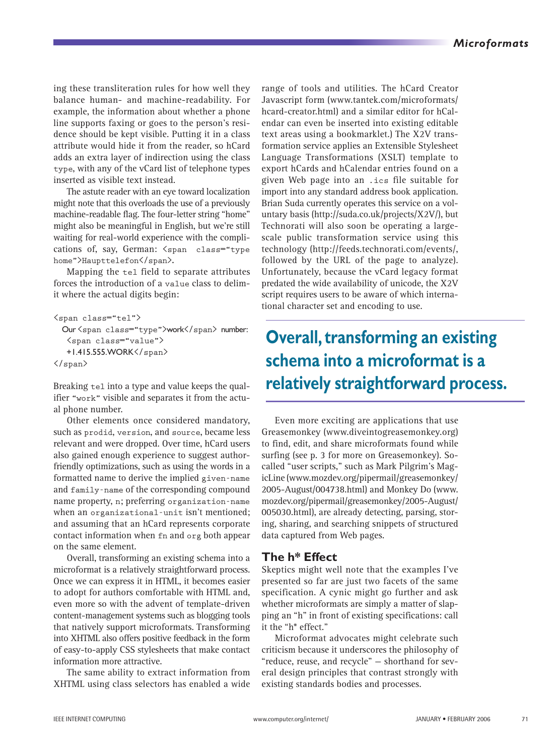ing these transliteration rules for how well they balance human- and machine-readability. For example, the information about whether a phone line supports faxing or goes to the person's residence should be kept visible. Putting it in a class attribute would hide it from the reader, so hCard adds an extra layer of indirection using the class `type`, with any of the vCard list of telephone types inserted as visible text instead.

The astute reader with an eye toward localization might note that this overloads the use of a previously machine-readable flag. The four-letter string "home" might also be meaningful in English, but we're still waiting for real-world experience with the complications of, say, German: `<span class="type home">Haupttelefon</span>`.

Mapping the `tel` field to separate attributes forces the introduction of a `value` class to delimit where the actual digits begin:

```
<span class="tel">
  Our <span class="type">work</span> number:
    <span class="value">
    +1.415.555.WORK</span>
</span>
```

Breaking `tel` into a type and value keeps the qualifier "`work`" visible and separates it from the actual phone number.

Other elements once considered mandatory, such as `prodid`, `version`, and `source`, became less relevant and were dropped. Over time, hCard users also gained enough experience to suggest author-friendly optimizations, such as using the words in a formatted name to derive the implied `given-name` and `family-name` of the corresponding compound name property, `n`; preferring `organization-name` when an `organizational-unit` isn't mentioned; and assuming that an hCard represents corporate contact information when `fn` and `org` both appear on the same element.

Overall, transforming an existing schema into a microformat is a relatively straightforward process. Once we can express it in HTML, it becomes easier to adopt for authors comfortable with HTML and, even more so with the advent of template-driven content-management systems such as blogging tools that natively support microformats. Transforming into XHTML also offers positive feedback in the form of easy-to-apply CSS stylesheets that make contact information more attractive.

The same ability to extract information from XHTML using class selectors has enabled a wide range of tools and utilities. The hCard Creator Javascript form (www.tantek.com/microformats/hcard-creator.html) and a similar editor for hCalendar can even be inserted into existing editable text areas using a bookmarklet.) The X2V transformation service applies an Extensible Stylesheet Language Transformations (XSLT) template to export hCards and hCalendar entries found on a given Web page into an `.ics` file suitable for import into any standard address book application. Brian Suda currently operates this service on a voluntary basis (http://suda.co.uk/projects/X2V/), but Technorati will also soon be operating a large-scale public transformation service using this technology (http://feeds.technorati.com/events/, followed by the URL of the page to analyze). Unfortunately, because the vCard legacy format predated the wide availability of unicode, the X2V script requires users to be aware of which international character set and encoding to use.

> **Overall, transforming an existing schema into a microformat is a relatively straightforward process.**

Even more exciting are applications that use Greasemonkey (www.diveintogreasemonkey.org) to find, edit, and share microformats found while surfing (see p. 3 for more on Greasemonkey). So-called "user scripts," such as Mark Pilgrim's MagicLine (www.mozdev.org/pipermail/greasemonkey/2005-August/004738.html) and Monkey Do (www.mozdev.org/pipermail/greasemonkey/2005-August/005030.html), are already detecting, parsing, storing, sharing, and searching snippets of structured data captured from Web pages.

## The h* Effect

Skeptics might well note that the examples I've presented so far are just two facets of the same specification. A cynic might go further and ask whether microformats are simply a matter of slapping an "h" in front of existing specifications: call it the "h* effect."

Microformat advocates might celebrate such criticism because it underscores the philosophy of "reduce, reuse, and recycle" — shorthand for several design principles that contrast strongly with existing standards bodies and processes.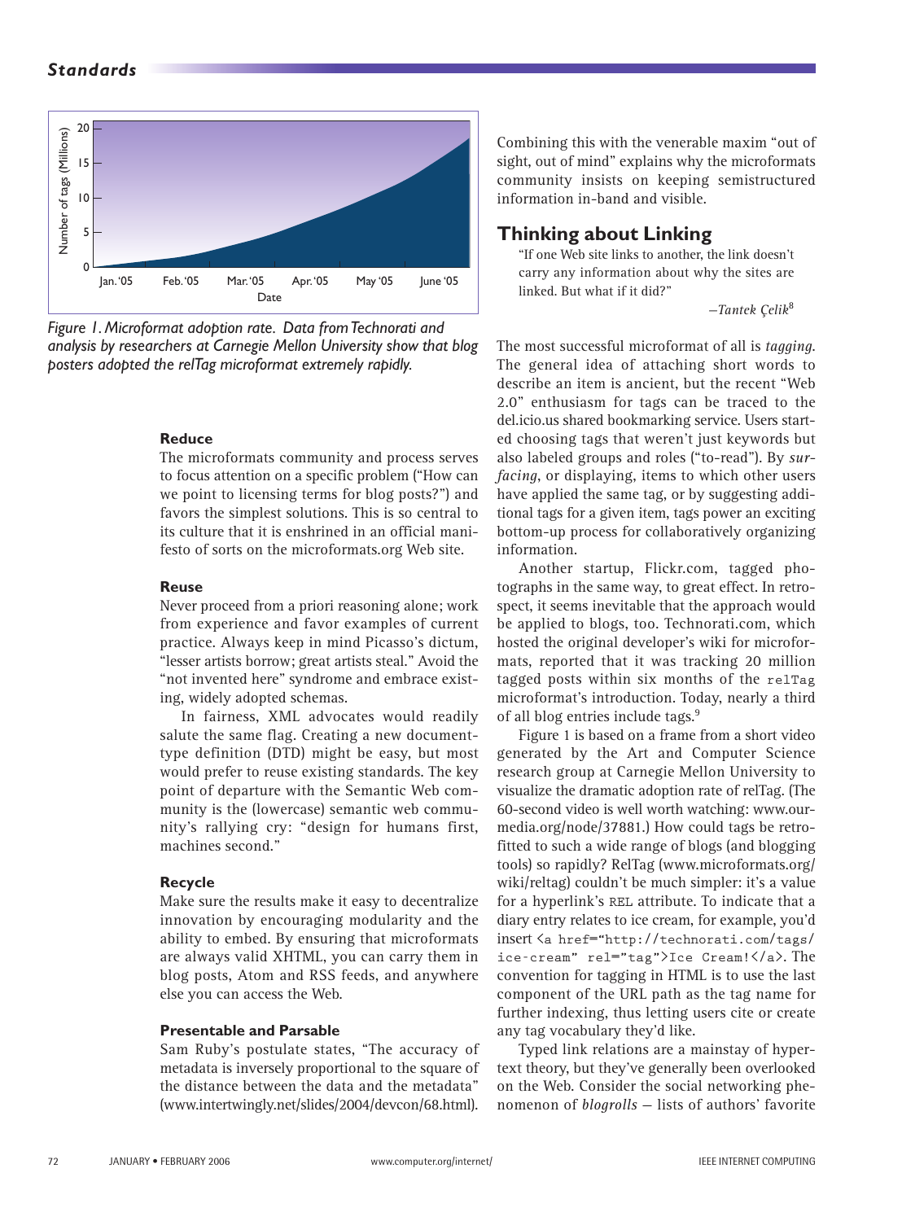Figure 1. Microformat adoption rate. Data from Technorati and analysis by researchers at Carnegie Mellon University show that blog posters adopted the relTag microformat extremely rapidly.

#### Reduce

The microformats community and process serves to focus attention on a specific problem ("How can we point to licensing terms for blog posts?") and favors the simplest solutions. This is so central to its culture that it is enshrined in an official manifesto of sorts on the microformats.org Web site.

#### Reuse

Never proceed from a priori reasoning alone; work from experience and favor examples of current practice. Always keep in mind Picasso's dictum, "lesser artists borrow; great artists steal." Avoid the "not invented here" syndrome and embrace existing, widely adopted schemas.

In fairness, XML advocates would readily salute the same flag. Creating a new document-type definition (DTD) might be easy, but most would prefer to reuse existing standards. The key point of departure with the Semantic Web community is the (lowercase) semantic web community's rallying cry: "design for humans first, machines second."

#### Recycle

Make sure the results make it easy to decentralize innovation by encouraging modularity and the ability to embed. By ensuring that microformats are always valid XHTML, you can carry them in blog posts, Atom and RSS feeds, and anywhere else you can access the Web.

#### Presentable and Parsable

Sam Ruby's postulate states, "The accuracy of metadata is inversely proportional to the square of the distance between the data and the metadata" (www.intertwingly.net/slides/2004/devcon/68.html). Combining this with the venerable maxim "out of sight, out of mind" explains why the microformats community insists on keeping semistructured information in-band and visible.

## Thinking about Linking

> "If one Web site links to another, the link doesn't carry any information about why the sites are linked. But what if it did?"
>
> —*Tantek Çelik*[8]

The most successful microformat of all is *tagging*. The general idea of attaching short words to describe an item is ancient, but the recent "Web 2.0" enthusiasm for tags can be traced to the del.icio.us shared bookmarking service. Users started choosing tags that weren't just keywords but also labeled groups and roles ("to-read"). By *surfacing*, or displaying, items to which other users have applied the same tag, or by suggesting additional tags for a given item, tags power an exciting bottom-up process for collaboratively organizing information.

Another startup, Flickr.com, tagged photographs in the same way, to great effect. In retrospect, it seems inevitable that the approach would be applied to blogs, too. Technorati.com, which hosted the original developer's wiki for microformats, reported that it was tracking 20 million tagged posts within six months of the `relTag` microformat's introduction. Today, nearly a third of all blog entries include tags.[9]

Figure 1 is based on a frame from a short video generated by the Art and Computer Science research group at Carnegie Mellon University to visualize the dramatic adoption rate of relTag. (The 60-second video is well worth watching: www.ourmedia.org/node/37881.) How could tags be retrofitted to such a wide range of blogs (and blogging tools) so rapidly? RelTag (www.microformats.org/wiki/reltag) couldn't be much simpler: it's a value for a hyperlink's `REL` attribute. To indicate that a diary entry relates to ice cream, for example, you'd insert `<a href="http://technorati.com/tags/ice-cream" rel="tag">Ice Cream!</a>`. The convention for tagging in HTML is to use the last component of the URL path as the tag name for further indexing, thus letting users cite or create any tag vocabulary they'd like.

Typed link relations are a mainstay of hypertext theory, but they've generally been overlooked on the Web. Consider the social networking phenomenon of *blogrolls* — lists of authors' favorite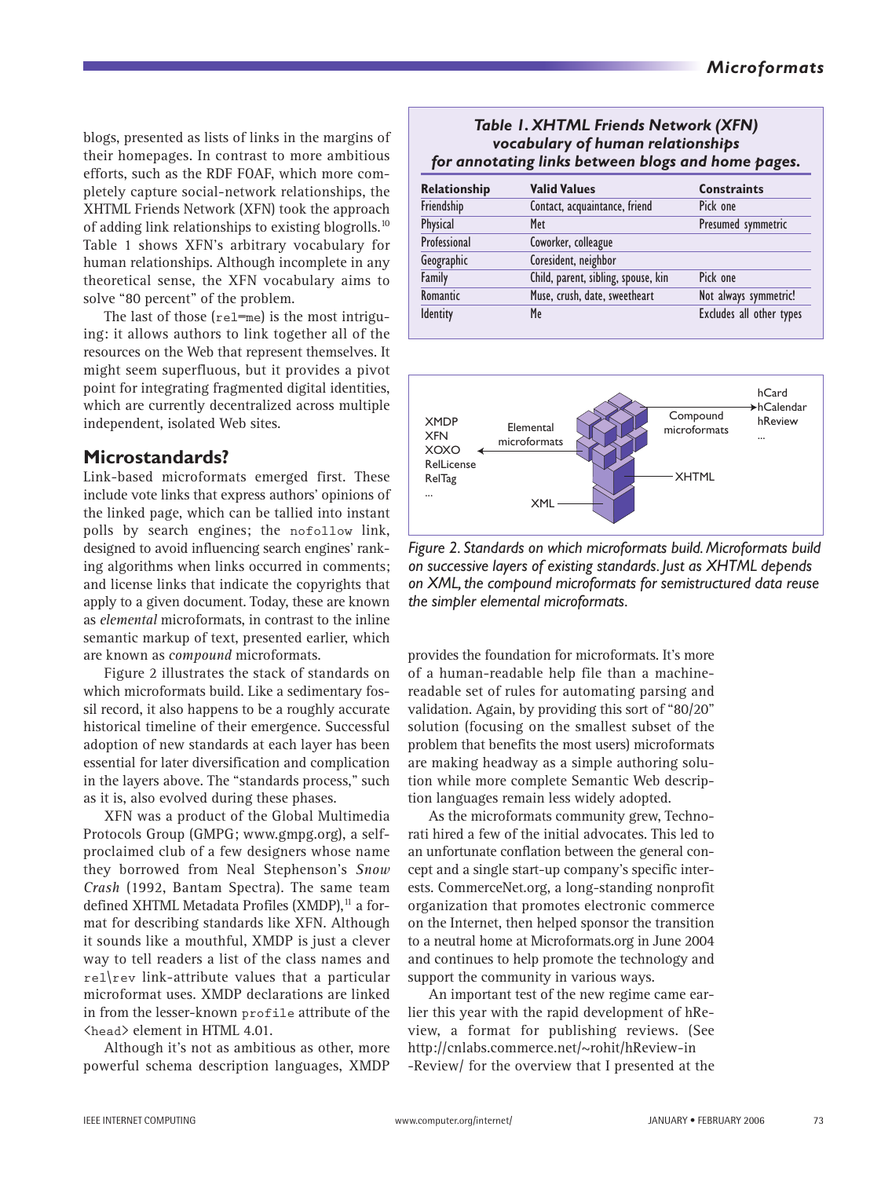blogs, presented as lists of links in the margins of their homepages. In contrast to more ambitious efforts, such as the RDF FOAF, which more completely capture social-network relationships, the XHTML Friends Network (XFN) took the approach of adding link relationships to existing blogrolls.[10] Table 1 shows XFN's arbitrary vocabulary for human relationships. Although incomplete in any theoretical sense, the XFN vocabulary aims to solve "80 percent" of the problem.

The last of those (rel=me) is the most intriguing: it allows authors to link together all of the resources on the Web that represent themselves. It might seem superfluous, but it provides a pivot point for integrating fragmented digital identities, which are currently decentralized across multiple independent, isolated Web sites.

**Table 1. XHTML Friends Network (XFN) vocabulary of human relationships for annotating links between blogs and home pages.**

| Relationship | Valid Values | Constraints |
|---|---|---|
| Friendship | Contact, acquaintance, friend | Pick one |
| Physical | Met | Presumed symmetric |
| Professional | Coworker, colleague | |
| Geographic | Coresident, neighbor | |
| Family | Child, parent, sibling, spouse, kin | Pick one |
| Romantic | Muse, crush, date, sweetheart | Not always symmetric! |
| Identity | Me | Excludes all other types |

## Microstandards?

Link-based microformats emerged first. These include vote links that express authors' opinions of the linked page, which can be tallied into instant polls by search engines; the `nofollow` link, designed to avoid influencing search engines' ranking algorithms when links occurred in comments; and license links that indicate the copyrights that apply to a given document. Today, these are known as *elemental* microformats, in contrast to the inline semantic markup of text, presented earlier, which are known as *compound* microformats.

Figure 2 illustrates the stack of standards on which microformats build. Like a sedimentary fossil record, it also happens to be a roughly accurate historical timeline of their emergence. Successful adoption of new standards at each layer has been essential for later diversification and complication in the layers above. The "standards process," such as it is, also evolved during these phases.

XMDP, XFN, XOXO, RelLicense, RelTag, ... — Elemental microformats; hCard, hCalendar, hReview, ... — Compound microformats; XHTML; XML

*Figure 2. Standards on which microformats build. Microformats build on successive layers of existing standards. Just as XHTML depends on XML, the compound microformats for semistructured data reuse the simpler elemental microformats.*

XFN was a product of the Global Multimedia Protocols Group (GMPG; www.gmpg.org), a self-proclaimed club of a few designers whose name they borrowed from Neal Stephenson's *Snow Crash* (1992, Bantam Spectra). The same team defined XHTML Metadata Profiles (XMDP),[11] a format for describing standards like XFN. Although it sounds like a mouthful, XMDP is just a clever way to tell readers a list of the class names and `rel\rev` link-attribute values that a particular microformat uses. XMDP declarations are linked in from the lesser-known `profile` attribute of the `<head>` element in HTML 4.01.

Although it's not as ambitious as other, more powerful schema description languages, XMDP provides the foundation for microformats. It's more of a human-readable help file than a machine-readable set of rules for automating parsing and validation. Again, by providing this sort of "80/20" solution (focusing on the smallest subset of the problem that benefits the most users) microformats are making headway as a simple authoring solution while more complete Semantic Web description languages remain less widely adopted.

As the microformats community grew, Technorati hired a few of the initial advocates. This led to an unfortunate conflation between the general concept and a single start-up company's specific interests. CommerceNet.org, a long-standing nonprofit organization that promotes electronic commerce on the Internet, then helped sponsor the transition to a neutral home at Microformats.org in June 2004 and continues to help promote the technology and support the community in various ways.

An important test of the new regime came earlier this year with the rapid development of hReview, a format for publishing reviews. (See http://cnlabs.commerce.net/~rohit/hReview-in-Review/ for the overview that I presented at the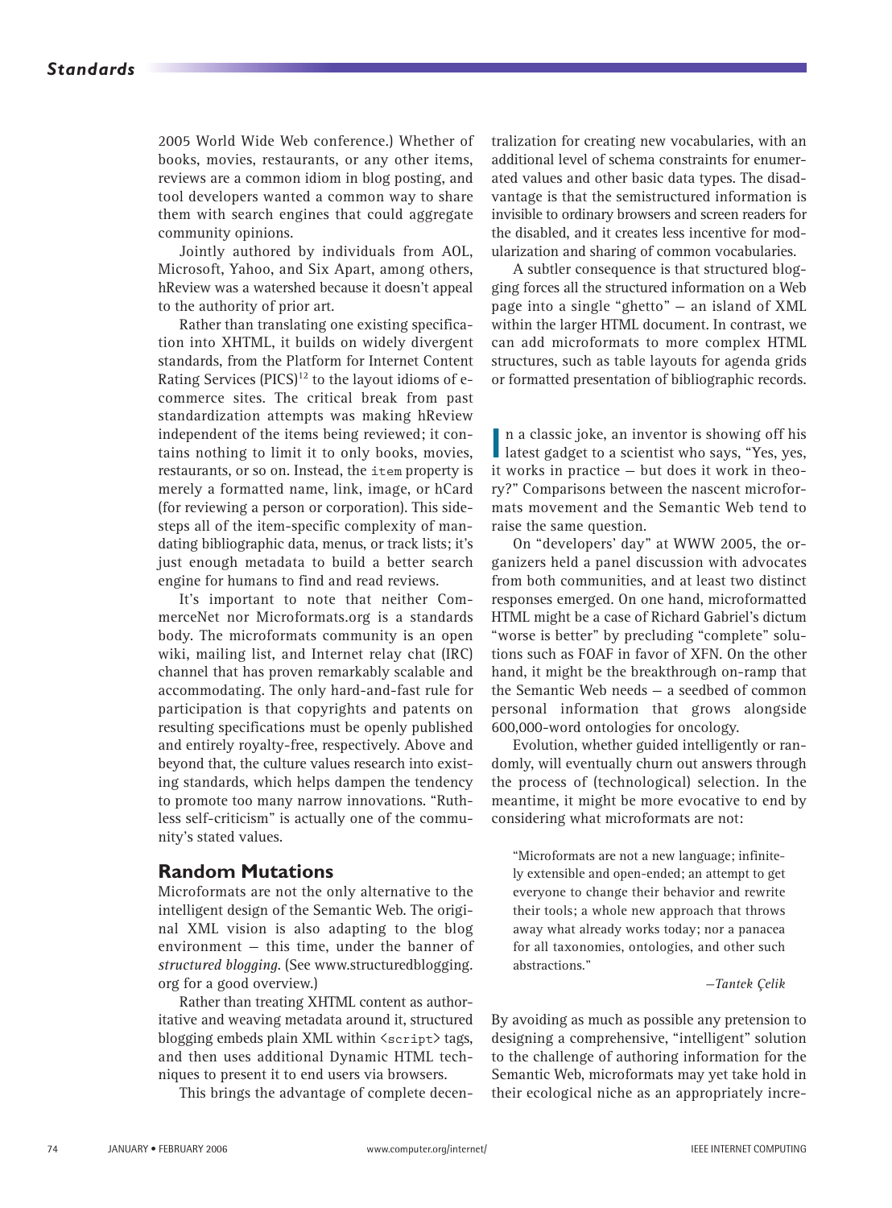2005 World Wide Web conference.) Whether of books, movies, restaurants, or any other items, reviews are a common idiom in blog posting, and tool developers wanted a common way to share them with search engines that could aggregate community opinions.

Jointly authored by individuals from AOL, Microsoft, Yahoo, and Six Apart, among others, hReview was a watershed because it doesn't appeal to the authority of prior art.

Rather than translating one existing specification into XHTML, it builds on widely divergent standards, from the Platform for Internet Content Rating Services (PICS)[12] to the layout idioms of e-commerce sites. The critical break from past standardization attempts was making hReview independent of the items being reviewed; it contains nothing to limit it to only books, movies, restaurants, or so on. Instead, the `item` property is merely a formatted name, link, image, or hCard (for reviewing a person or corporation). This sidesteps all of the item-specific complexity of mandating bibliographic data, menus, or track lists; it's just enough metadata to build a better search engine for humans to find and read reviews.

It's important to note that neither CommerceNet nor Microformats.org is a standards body. The microformats community is an open wiki, mailing list, and Internet relay chat (IRC) channel that has proven remarkably scalable and accommodating. The only hard-and-fast rule for participation is that copyrights and patents on resulting specifications must be openly published and entirely royalty-free, respectively. Above and beyond that, the culture values research into existing standards, which helps dampen the tendency to promote too many narrow innovations. "Ruthless self-criticism" is actually one of the community's stated values.

## Random Mutations

Microformats are not the only alternative to the intelligent design of the Semantic Web. The original XML vision is also adapting to the blog environment — this time, under the banner of *structured blogging*. (See www.structuredblogging.org for a good overview.)

Rather than treating XHTML content as authoritative and weaving metadata around it, structured blogging embeds plain XML within `<script>` tags, and then uses additional Dynamic HTML techniques to present it to end users via browsers.

This brings the advantage of complete decentralization for creating new vocabularies, with an additional level of schema constraints for enumerated values and other basic data types. The disadvantage is that the semistructured information is invisible to ordinary browsers and screen readers for the disabled, and it creates less incentive for modularization and sharing of common vocabularies.

A subtler consequence is that structured blogging forces all the structured information on a Web page into a single "ghetto" — an island of XML within the larger HTML document. In contrast, we can add microformats to more complex HTML structures, such as table layouts for agenda grids or formatted presentation of bibliographic records.

In a classic joke, an inventor is showing off his latest gadget to a scientist who says, "Yes, yes, it works in practice — but does it work in theory?" Comparisons between the nascent microformats movement and the Semantic Web tend to raise the same question.

On "developers' day" at WWW 2005, the organizers held a panel discussion with advocates from both communities, and at least two distinct responses emerged. On one hand, microformatted HTML might be a case of Richard Gabriel's dictum "worse is better" by precluding "complete" solutions such as FOAF in favor of XFN. On the other hand, it might be the breakthrough on-ramp that the Semantic Web needs — a seedbed of common personal information that grows alongside 600,000-word ontologies for oncology.

Evolution, whether guided intelligently or randomly, will eventually churn out answers through the process of (technological) selection. In the meantime, it might be more evocative to end by considering what microformats are not:

> "Microformats are not a new language; infinitely extensible and open-ended; an attempt to get everyone to change their behavior and rewrite their tools; a whole new approach that throws away what already works today; nor a panacea for all taxonomies, ontologies, and other such abstractions."
>
> —*Tantek Çelik*

By avoiding as much as possible any pretension to designing a comprehensive, "intelligent" solution to the challenge of authoring information for the Semantic Web, microformats may yet take hold in their ecological niche as an appropriately incre-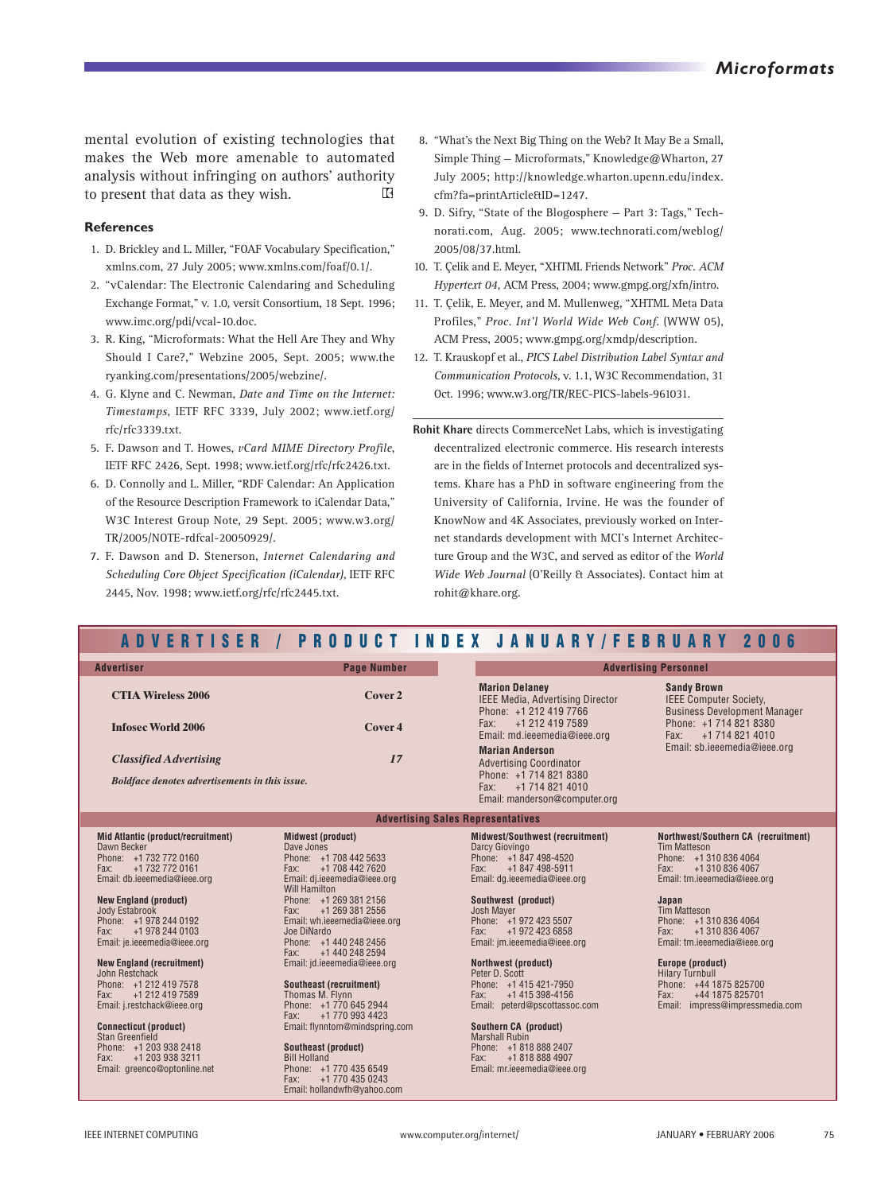mental evolution of existing technologies that makes the Web more amenable to automated analysis without infringing on authors' authority to present that data as they wish.

## References

1. D. Brickley and L. Miller, "FOAF Vocabulary Specification," xmlns.com, 27 July 2005; www.xmlns.com/foaf/0.1/.
2. "vCalendar: The Electronic Calendaring and Scheduling Exchange Format," v. 1.0, versit Consortium, 18 Sept. 1996; www.imc.org/pdi/vcal-10.doc.
3. R. King, "Microformats: What the Hell Are They and Why Should I Care?," Webzine 2005, Sept. 2005; www.theryanking.com/presentations/2005/webzine/.
4. G. Klyne and C. Newman, *Date and Time on the Internet: Timestamps*, IETF RFC 3339, July 2002; www.ietf.org/rfc/rfc3339.txt.
5. F. Dawson and T. Howes, *vCard MIME Directory Profile*, IETF RFC 2426, Sept. 1998; www.ietf.org/rfc/rfc2426.txt.
6. D. Connolly and L. Miller, "RDF Calendar: An Application of the Resource Description Framework to iCalendar Data," W3C Interest Group Note, 29 Sept. 2005; www.w3.org/TR/2005/NOTE-rdfcal-20050929/.
7. F. Dawson and D. Stenerson, *Internet Calendaring and Scheduling Core Object Specification (iCalendar)*, IETF RFC 2445, Nov. 1998; www.ietf.org/rfc/rfc2445.txt.
8. "What's the Next Big Thing on the Web? It May Be a Small, Simple Thing — Microformats," Knowledge@Wharton, 27 July 2005; http://knowledge.wharton.upenn.edu/index.cfm?fa=printArticle&ID=1247.
9. D. Sifry, "State of the Blogosphere — Part 3: Tags," Technorati.com, Aug. 2005; www.technorati.com/weblog/2005/08/37.html.
10. T. Çelik and E. Meyer, "XHTML Friends Network" *Proc. ACM Hypertext 04*, ACM Press, 2004; www.gmpg.org/xfn/intro.
11. T. Çelik, E. Meyer, and M. Mullenweg, "XHTML Meta Data Profiles," *Proc. Int'l World Wide Web Conf.* (WWW 05), ACM Press, 2005; www.gmpg.org/xmdp/description.
12. T. Krauskopf et al., *PICS Label Distribution Label Syntax and Communication Protocols*, v. 1.1, W3C Recommendation, 31 Oct. 1996; www.w3.org/TR/REC-PICS-labels-961031.

**Rohit Khare** directs CommerceNet Labs, which is investigating decentralized electronic commerce. His research interests are in the fields of Internet protocols and decentralized systems. Khare has a PhD in software engineering from the University of California, Irvine. He was the founder of KnowNow and 4K Associates, previously worked on Internet standards development with MCI's Internet Architecture Group and the W3C, and served as editor of the *World Wide Web Journal* (O'Reilly & Associates). Contact him at rohit@khare.org.

## ADVERTISER / PRODUCT INDEX JANUARY/FEBRUARY 2006

| Advertiser | Page Number |
|---|---|
| **CTIA Wireless 2006** | **Cover 2** |
| **Infosec World 2006** | **Cover 4** |
| ***Classified Advertising*** | ***17*** |

***Boldface denotes advertisements in this issue.***

### Advertising Personnel

**Marion Delaney**
IEEE Media, Advertising Director
Phone: +1 212 419 7766
Fax: +1 212 419 7589
Email: md.ieeemedia@ieee.org

**Marian Anderson**
Advertising Coordinator
Phone: +1 714 821 8380
Fax: +1 714 821 4010
Email: manderson@computer.org

**Sandy Brown**
IEEE Computer Society,
Business Development Manager
Phone: +1 714 821 8380
Fax: +1 714 821 4010
Email: sb.ieeemedia@ieee.org

### Advertising Sales Representatives

**Mid Atlantic (product/recruitment)**
Dawn Becker
Phone: +1 732 772 0160
Fax: +1 732 772 0161
Email: db.ieeemedia@ieee.org

**New England (product)**
Jody Estabrook
Phone: +1 978 244 0192
Fax: +1 978 244 0103
Email: je.ieeemedia@ieee.org

**New England (recruitment)**
John Restchack
Phone: +1 212 419 7578
Fax: +1 212 419 7589
Email: j.restchack@ieee.org

**Connecticut (product)**
Stan Greenfield
Phone: +1 203 938 2418
Fax: +1 203 938 3211
Email: greenco@optonline.net

**Midwest (product)**
Dave Jones
Phone: +1 708 442 5633
Fax: +1 708 442 7620
Email: dj.ieeemedia@ieee.org
Will Hamilton
Phone: +1 269 381 2156
Fax: +1 269 381 2556
Email: wh.ieeemedia@ieee.org
Joe DiNardo
Phone: +1 440 248 2456
Fax: +1 440 248 2594
Email: jd.ieeemedia@ieee.org

**Southeast (recruitment)**
Thomas M. Flynn
Phone: +1 770 645 2944
Fax: +1 770 993 4423
Email: flynntom@mindspring.com

**Southeast (product)**
Bill Holland
Phone: +1 770 435 6549
Fax: +1 770 435 0243
Email: hollandwfh@yahoo.com

**Midwest/Southwest (recruitment)**
Darcy Giovingo
Phone: +1 847 498-4520
Fax: +1 847 498-5911
Email: dg.ieeemedia@ieee.org

**Southwest (product)**
Josh Mayer
Phone: +1 972 423 5507
Fax: +1 972 423 6858
Email: jm.ieeemedia@ieee.org

**Northwest (product)**
Peter D. Scott
Phone: +1 415 421-7950
Fax: +1 415 398-4156
Email: peterd@pscottassoc.com

**Southern CA (product)**
Marshall Rubin
Phone: +1 818 888 2407
Fax: +1 818 888 4907
Email: mr.ieeemedia@ieee.org

**Northwest/Southern CA (recruitment)**
Tim Matteson
Phone: +1 310 836 4064
Fax: +1 310 836 4067
Email: tm.ieeemedia@ieee.org

**Japan**
Tim Matteson
Phone: +1 310 836 4064
Fax: +1 310 836 4067
Email: tm.ieeemedia@ieee.org

**Europe (product)**
Hilary Turnbull
Phone: +44 1875 825700
Fax: +44 1875 825701
Email: impress@impressmedia.com